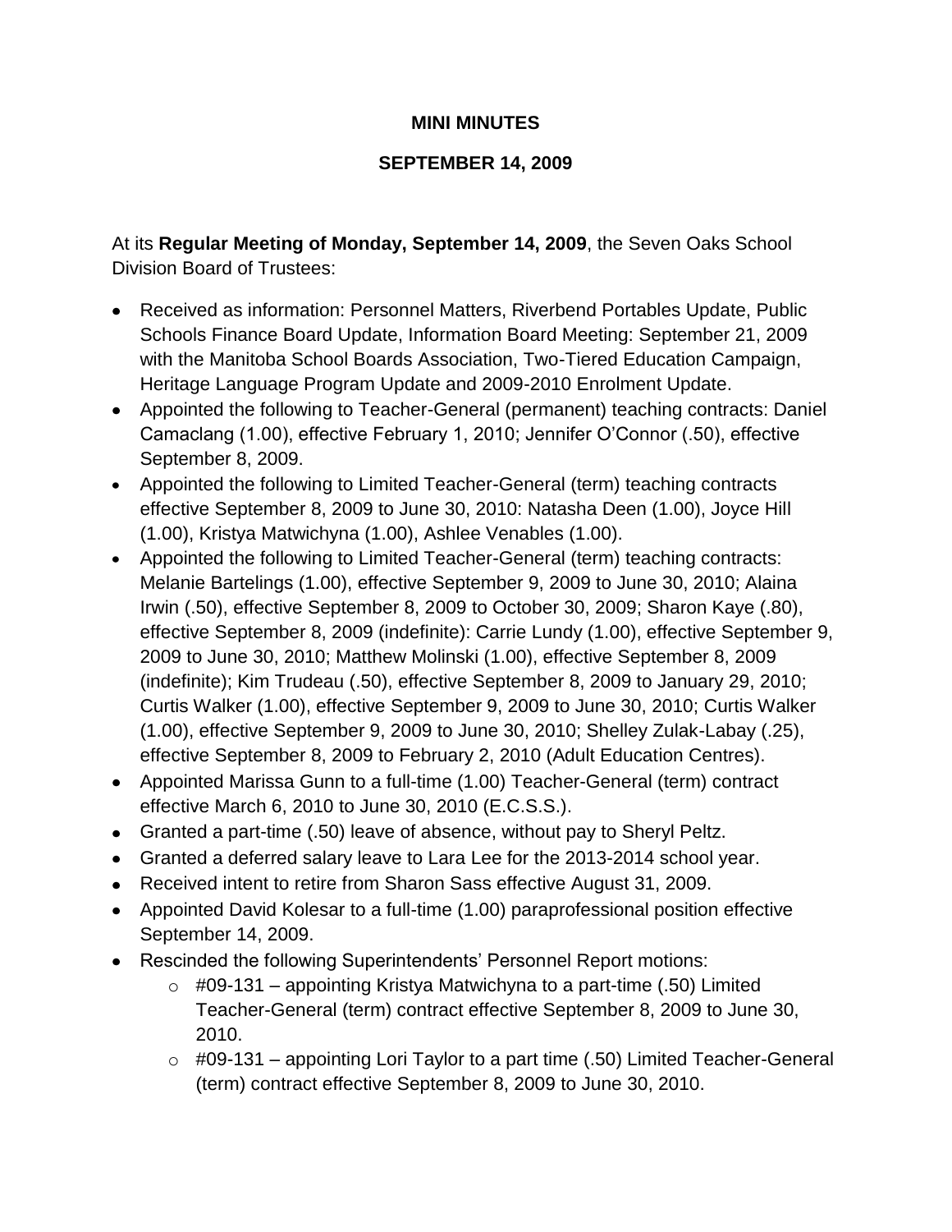**MINI MINUTES**

**SEPTEMBER 14, 2009**

At its **Regular Meeting of Monday, September 14, 2009**, the Seven Oaks School Division Board of Trustees:

- Received as information: Personnel Matters, Riverbend Portables Update, Public Schools Finance Board Update, Information Board Meeting: September 21, 2009 with the Manitoba School Boards Association, Two-Tiered Education Campaign, Heritage Language Program Update and 2009-2010 Enrolment Update.
- Appointed the following to Teacher-General (permanent) teaching contracts: Daniel Camaclang (1.00), effective February 1, 2010; Jennifer O'Connor (.50), effective September 8, 2009.
- Appointed the following to Limited Teacher-General (term) teaching contracts effective September 8, 2009 to June 30, 2010: Natasha Deen (1.00), Joyce Hill (1.00), Kristya Matwichyna (1.00), Ashlee Venables (1.00).
- Appointed the following to Limited Teacher-General (term) teaching contracts: Melanie Bartelings (1.00), effective September 9, 2009 to June 30, 2010; Alaina Irwin (.50), effective September 8, 2009 to October 30, 2009; Sharon Kaye (.80), effective September 8, 2009 (indefinite): Carrie Lundy (1.00), effective September 9, 2009 to June 30, 2010; Matthew Molinski (1.00), effective September 8, 2009 (indefinite); Kim Trudeau (.50), effective September 8, 2009 to January 29, 2010; Curtis Walker (1.00), effective September 9, 2009 to June 30, 2010; Curtis Walker (1.00), effective September 9, 2009 to June 30, 2010; Shelley Zulak-Labay (.25), effective September 8, 2009 to February 2, 2010 (Adult Education Centres).
- Appointed Marissa Gunn to a full-time (1.00) Teacher-General (term) contract effective March 6, 2010 to June 30, 2010 (E.C.S.S.).
- Granted a part-time (.50) leave of absence, without pay to Sheryl Peltz.
- Granted a deferred salary leave to Lara Lee for the 2013-2014 school year.
- Received intent to retire from Sharon Sass effective August 31, 2009.
- Appointed David Kolesar to a full-time (1.00) paraprofessional position effective September 14, 2009.
- Rescinded the following Superintendents' Personnel Report motions:
  - #09-131 – appointing Kristya Matwichyna to a part-time (.50) Limited Teacher-General (term) contract effective September 8, 2009 to June 30, 2010.
  - #09-131 – appointing Lori Taylor to a part time (.50) Limited Teacher-General (term) contract effective September 8, 2009 to June 30, 2010.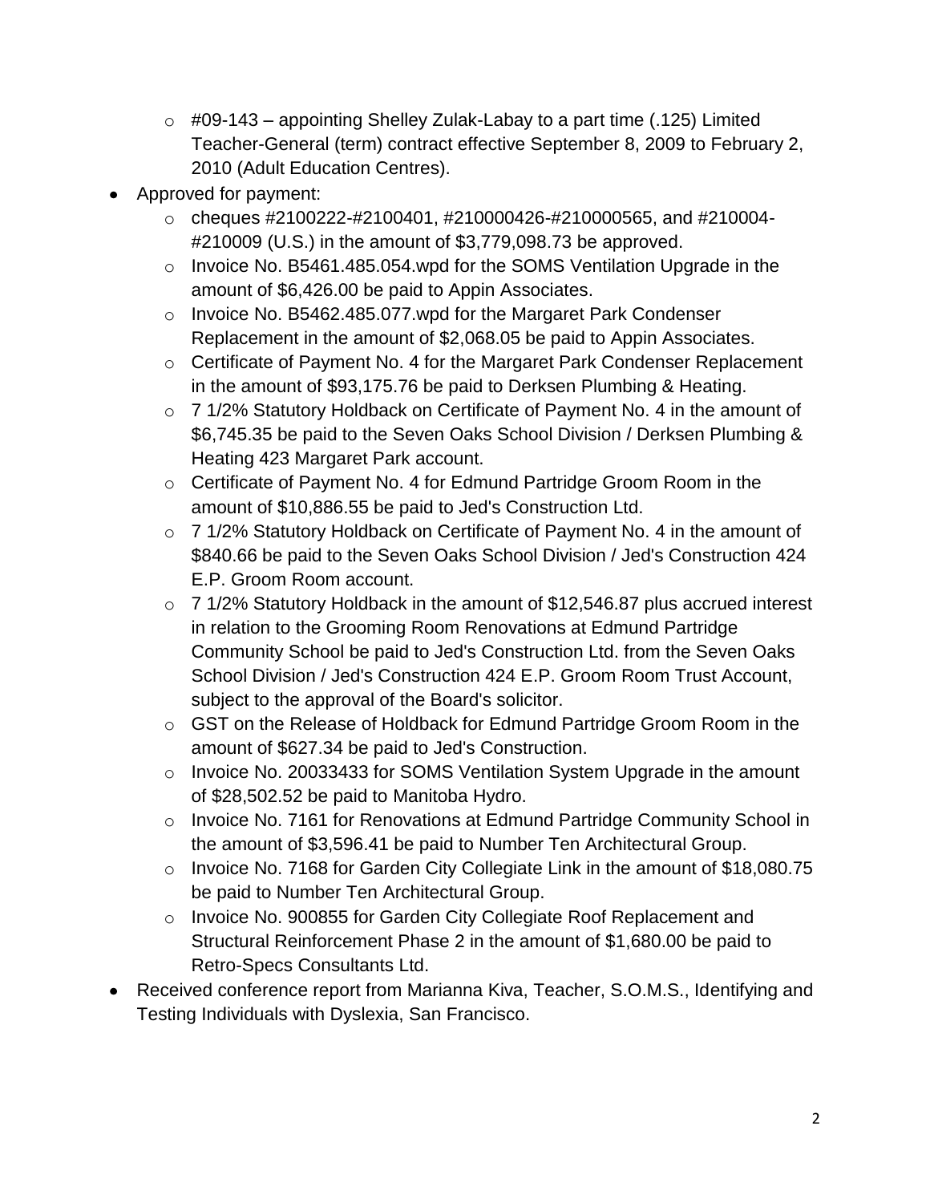- #09-143 – appointing Shelley Zulak-Labay to a part time (.125) Limited Teacher-General (term) contract effective September 8, 2009 to February 2, 2010 (Adult Education Centres).
- Approved for payment:
  - cheques #2100222-#2100401, #210000426-#210000565, and #210004-#210009 (U.S.) in the amount of $3,779,098.73 be approved.
  - Invoice No. B5461.485.054.wpd for the SOMS Ventilation Upgrade in the amount of $6,426.00 be paid to Appin Associates.
  - Invoice No. B5462.485.077.wpd for the Margaret Park Condenser Replacement in the amount of $2,068.05 be paid to Appin Associates.
  - Certificate of Payment No. 4 for the Margaret Park Condenser Replacement in the amount of $93,175.76 be paid to Derksen Plumbing & Heating.
  - 7 1/2% Statutory Holdback on Certificate of Payment No. 4 in the amount of $6,745.35 be paid to the Seven Oaks School Division / Derksen Plumbing & Heating 423 Margaret Park account.
  - Certificate of Payment No. 4 for Edmund Partridge Groom Room in the amount of $10,886.55 be paid to Jed's Construction Ltd.
  - 7 1/2% Statutory Holdback on Certificate of Payment No. 4 in the amount of $840.66 be paid to the Seven Oaks School Division / Jed's Construction 424 E.P. Groom Room account.
  - 7 1/2% Statutory Holdback in the amount of $12,546.87 plus accrued interest in relation to the Grooming Room Renovations at Edmund Partridge Community School be paid to Jed's Construction Ltd. from the Seven Oaks School Division / Jed's Construction 424 E.P. Groom Room Trust Account, subject to the approval of the Board's solicitor.
  - GST on the Release of Holdback for Edmund Partridge Groom Room in the amount of $627.34 be paid to Jed's Construction.
  - Invoice No. 20033433 for SOMS Ventilation System Upgrade in the amount of $28,502.52 be paid to Manitoba Hydro.
  - Invoice No. 7161 for Renovations at Edmund Partridge Community School in the amount of $3,596.41 be paid to Number Ten Architectural Group.
  - Invoice No. 7168 for Garden City Collegiate Link in the amount of $18,080.75 be paid to Number Ten Architectural Group.
  - Invoice No. 900855 for Garden City Collegiate Roof Replacement and Structural Reinforcement Phase 2 in the amount of $1,680.00 be paid to Retro-Specs Consultants Ltd.
- Received conference report from Marianna Kiva, Teacher, S.O.M.S., Identifying and Testing Individuals with Dyslexia, San Francisco.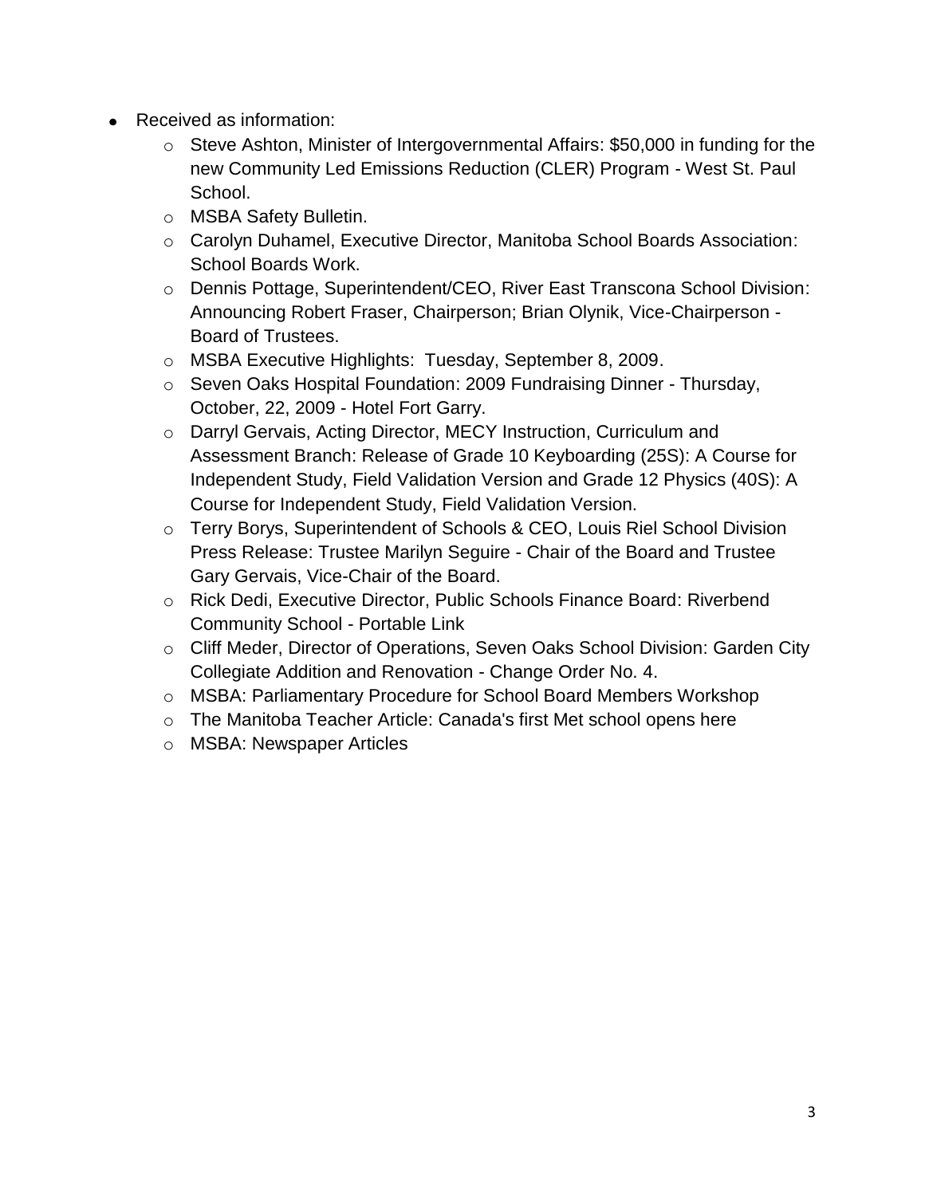- Received as information:
    - Steve Ashton, Minister of Intergovernmental Affairs: $50,000 in funding for the new Community Led Emissions Reduction (CLER) Program - West St. Paul School.
    - MSBA Safety Bulletin.
    - Carolyn Duhamel, Executive Director, Manitoba School Boards Association: School Boards Work.
    - Dennis Pottage, Superintendent/CEO, River East Transcona School Division: Announcing Robert Fraser, Chairperson; Brian Olynik, Vice-Chairperson - Board of Trustees.
    - MSBA Executive Highlights: Tuesday, September 8, 2009.
    - Seven Oaks Hospital Foundation: 2009 Fundraising Dinner - Thursday, October, 22, 2009 - Hotel Fort Garry.
    - Darryl Gervais, Acting Director, MECY Instruction, Curriculum and Assessment Branch: Release of Grade 10 Keyboarding (25S): A Course for Independent Study, Field Validation Version and Grade 12 Physics (40S): A Course for Independent Study, Field Validation Version.
    - Terry Borys, Superintendent of Schools & CEO, Louis Riel School Division Press Release: Trustee Marilyn Seguire - Chair of the Board and Trustee Gary Gervais, Vice-Chair of the Board.
    - Rick Dedi, Executive Director, Public Schools Finance Board: Riverbend Community School - Portable Link
    - Cliff Meder, Director of Operations, Seven Oaks School Division: Garden City Collegiate Addition and Renovation - Change Order No. 4.
    - MSBA: Parliamentary Procedure for School Board Members Workshop
    - The Manitoba Teacher Article: Canada's first Met school opens here
    - MSBA: Newspaper Articles